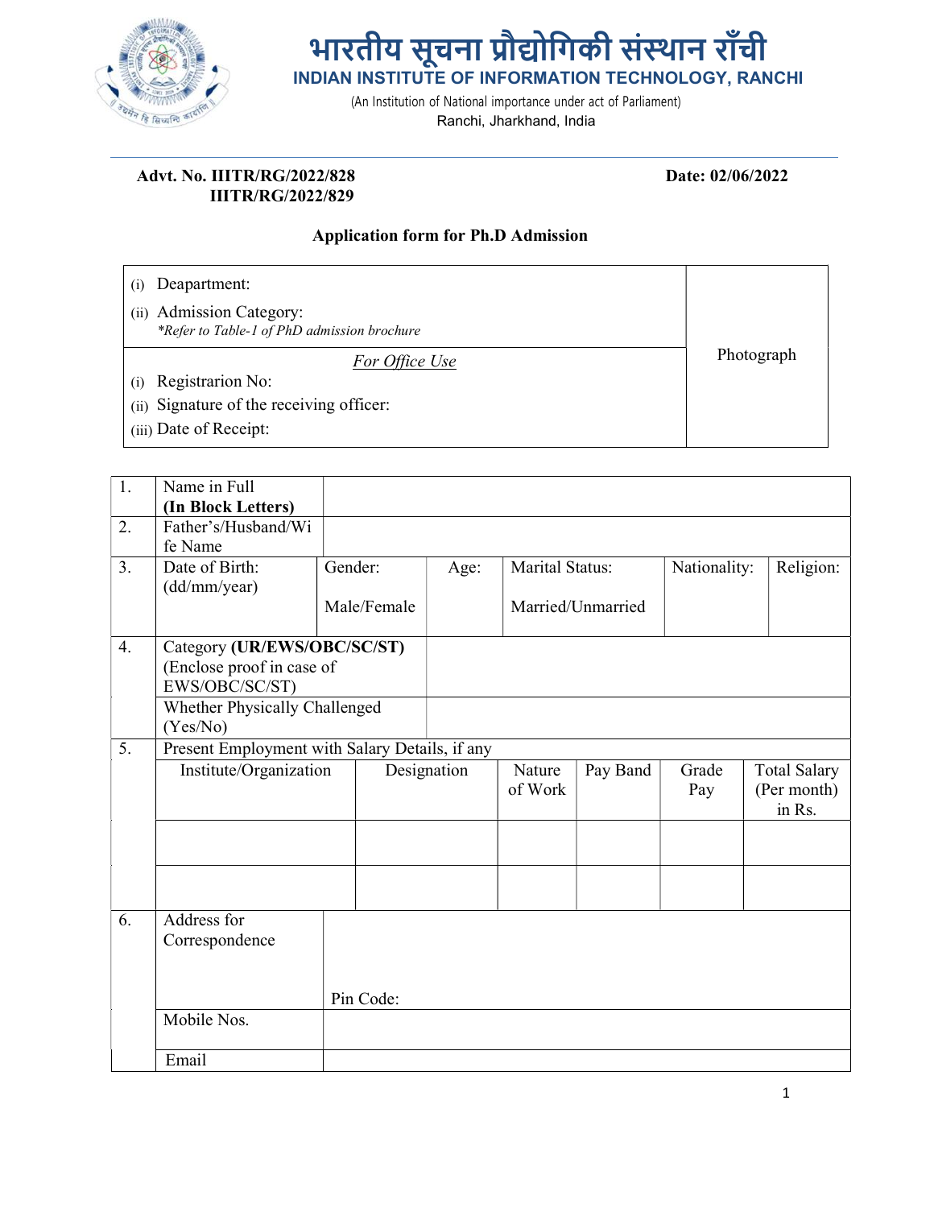# भारतीय सूचना प्रौद्योगिकी संस्थान राँची

## INDIAN INSTITUTE OF INFORMATION TECHNOLOGY, RANCHI

(An Institution of National importance under act of Parliament)
Ranchi, Jharkhand, India

**Advt. No. IIITR/RG/2022/828**
**IIITR/RG/2022/829**

**Date: 02/06/2022**

### Application form for Ph.D Admission

| | |
|---|---|
| (i) Deapartment:<br>(ii) Admission Category:<br>*\*Refer to Table-1 of PhD admission brochure* | Photograph |
| *For Office Use*<br>(i) Registrarion No:<br>(ii) Signature of the receiving officer:<br>(iii) Date of Receipt: | |

| | | | | | | | |
|---|---|---|---|---|---|---|---|
| 1. | Name in Full **(In Block Letters)** | | | | | | |
| 2. | Father's/Husband/Wife Name | | | | | | |
| 3. | Date of Birth: (dd/mm/year) | Gender: Male/Female | Age: | Marital Status: Married/Unmarried | | Nationality: | Religion: |
| 4. | Category **(UR/EWS/OBC/SC/ST)** (Enclose proof in case of EWS/OBC/SC/ST) | | | | | | |
| | Whether Physically Challenged (Yes/No) | | | | | | |
| 5. | Present Employment with Salary Details, if any | | | | | | |
| | Institute/Organization | Designation | Nature of Work | Pay Band | Grade Pay | Total Salary (Per month) in Rs. | |
| | | | | | | | |
| | | | | | | | |
| 6. | Address for Correspondence | Pin Code: | | | | | |
| | Mobile Nos. | | | | | | |
| | Email | | | | | | |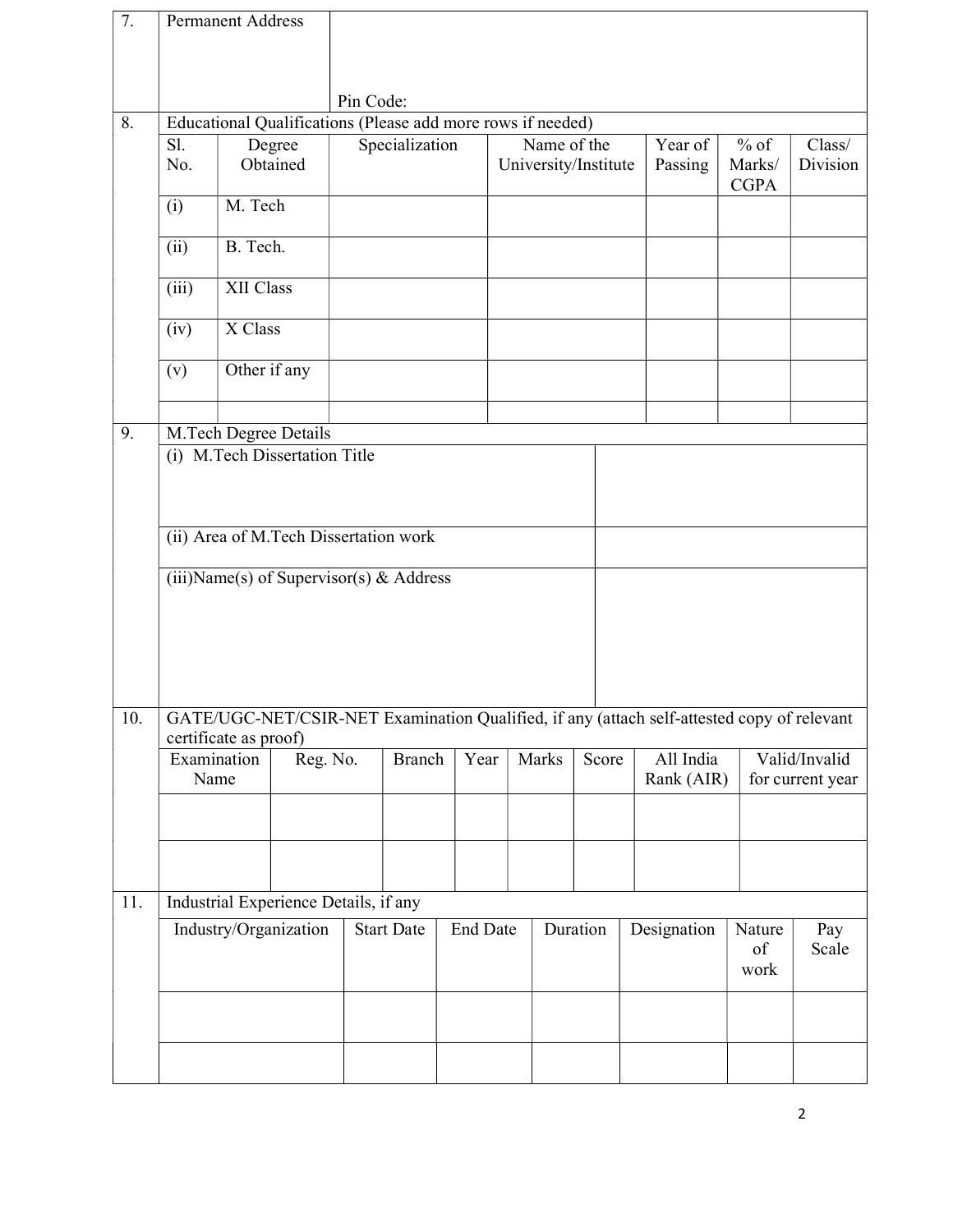| 7. | Permanent Address | |
|---|---|---|
| | | Pin Code: |

**8. Educational Qualifications (Please add more rows if needed)**

| Sl. No. | Degree Obtained | Specialization | Name of the University/Institute | Year of Passing | % of Marks/ CGPA | Class/ Division |
|---|---|---|---|---|---|---|
| (i) | M. Tech | | | | | |
| (ii) | B. Tech. | | | | | |
| (iii) | XII Class | | | | | |
| (iv) | X Class | | | | | |
| (v) | Other if any | | | | | |
| | | | | | | |

**9. M.Tech Degree Details**

| | |
|---|---|
| (i) M.Tech Dissertation Title | |
| (ii) Area of M.Tech Dissertation work | |
| (iii)Name(s) of Supervisor(s) & Address | |

**10. GATE/UGC-NET/CSIR-NET Examination Qualified, if any (attach self-attested copy of relevant certificate as proof)**

| Examination Name | Reg. No. | Branch | Year | Marks | Score | All India Rank (AIR) | Valid/Invalid for current year |
|---|---|---|---|---|---|---|---|
| | | | | | | | |
| | | | | | | | |

**11. Industrial Experience Details, if any**

| Industry/Organization | Start Date | End Date | Duration | Designation | Nature of work | Pay Scale |
|---|---|---|---|---|---|---|
| | | | | | | |
| | | | | | | |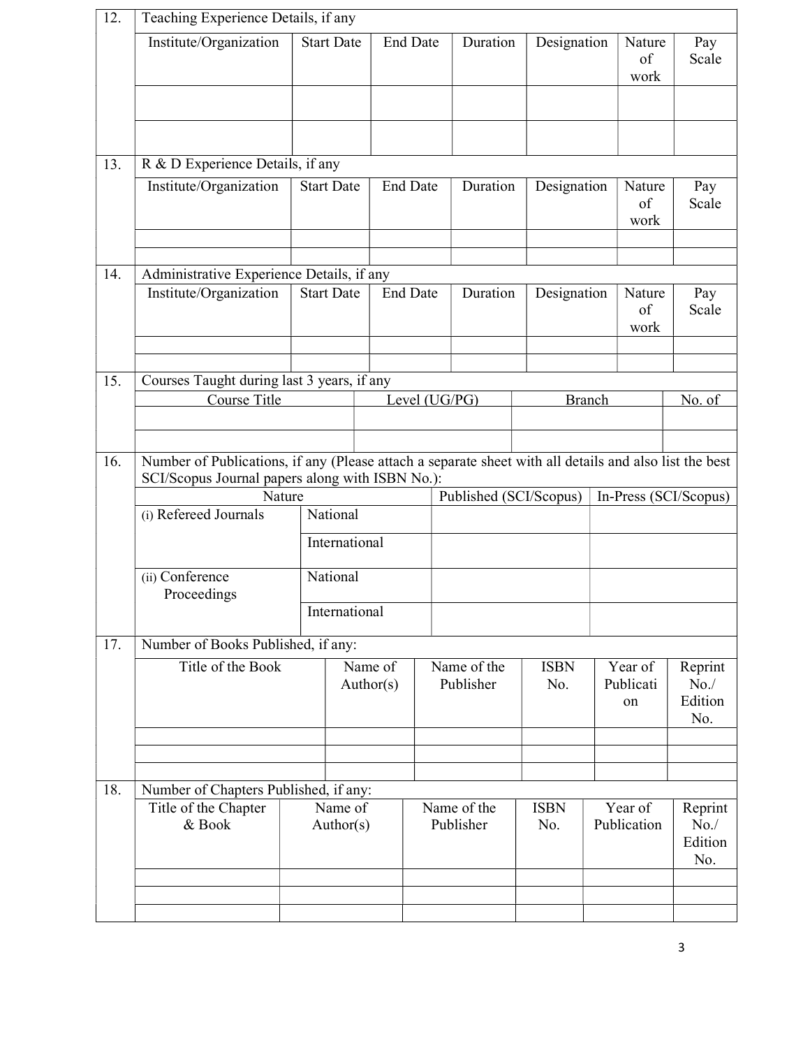12. Teaching Experience Details, if any

| Institute/Organization | Start Date | End Date | Duration | Designation | Nature of work | Pay Scale |
|---|---|---|---|---|---|---|
| | | | | | | |
| | | | | | | |

13. R & D Experience Details, if any

| Institute/Organization | Start Date | End Date | Duration | Designation | Nature of work | Pay Scale |
|---|---|---|---|---|---|---|
| | | | | | | |
| | | | | | | |

14. Administrative Experience Details, if any

| Institute/Organization | Start Date | End Date | Duration | Designation | Nature of work | Pay Scale |
|---|---|---|---|---|---|---|
| | | | | | | |
| | | | | | | |

15. Courses Taught during last 3 years, if any

| Course Title | Level (UG/PG) | Branch | No. of |
|---|---|---|---|
| | | | |
| | | | |

16. Number of Publications, if any (Please attach a separate sheet with all details and also list the best SCI/Scopus Journal papers along with ISBN No.):

| Nature | | Published (SCI/Scopus) | In-Press (SCI/Scopus) |
|---|---|---|---|
| (i) Refereed Journals | National | | |
| | International | | |
| (ii) Conference Proceedings | National | | |
| | International | | |

17. Number of Books Published, if any:

| Title of the Book | Name of Author(s) | Name of the Publisher | ISBN No. | Year of Publication | Reprint No./ Edition No. |
|---|---|---|---|---|---|
| | | | | | |
| | | | | | |
| | | | | | |

18. Number of Chapters Published, if any:

| Title of the Chapter & Book | Name of Author(s) | Name of the Publisher | ISBN No. | Year of Publication | Reprint No./ Edition No. |
|---|---|---|---|---|---|
| | | | | | |
| | | | | | |
| | | | | | |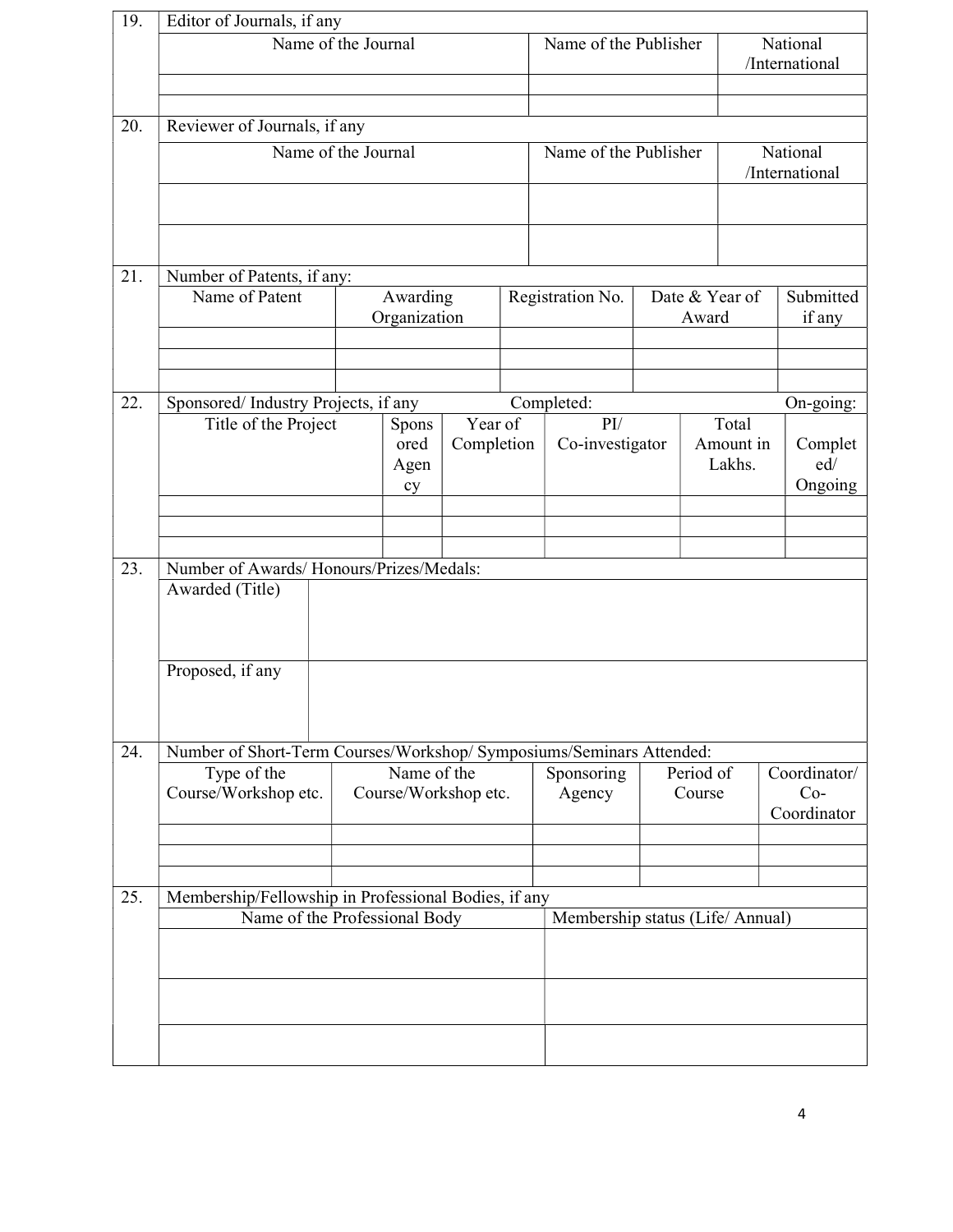**19. Editor of Journals, if any**

| Name of the Journal | Name of the Publisher | National /International |
|---|---|---|
| | | |
| | | |

**20. Reviewer of Journals, if any**

| Name of the Journal | Name of the Publisher | National /International |
|---|---|---|
| | | |
| | | |

**21. Number of Patents, if any:**

| Name of Patent | Awarding Organization | Registration No. | Date & Year of Award | Submitted if any |
|---|---|---|---|---|
| | | | | |
| | | | | |
| | | | | |

**22. Sponsored/ Industry Projects, if any** Completed: On-going:

| Title of the Project | Sponsored Agency | Year of Completion | PI/ Co-investigator | Total Amount in Lakhs. | Completed/ Ongoing |
|---|---|---|---|---|---|
| | | | | | |
| | | | | | |
| | | | | | |

**23. Number of Awards/ Honours/Prizes/Medals:**

| | |
|---|---|
| Awarded (Title) | |
| Proposed, if any | |

**24. Number of Short-Term Courses/Workshop/ Symposiums/Seminars Attended:**

| Type of the Course/Workshop etc. | Name of the Course/Workshop etc. | Sponsoring Agency | Period of Course | Coordinator/ Co-Coordinator |
|---|---|---|---|---|
| | | | | |
| | | | | |
| | | | | |

**25. Membership/Fellowship in Professional Bodies, if any**

| Name of the Professional Body | Membership status (Life/ Annual) |
|---|---|
| | |
| | |
| | |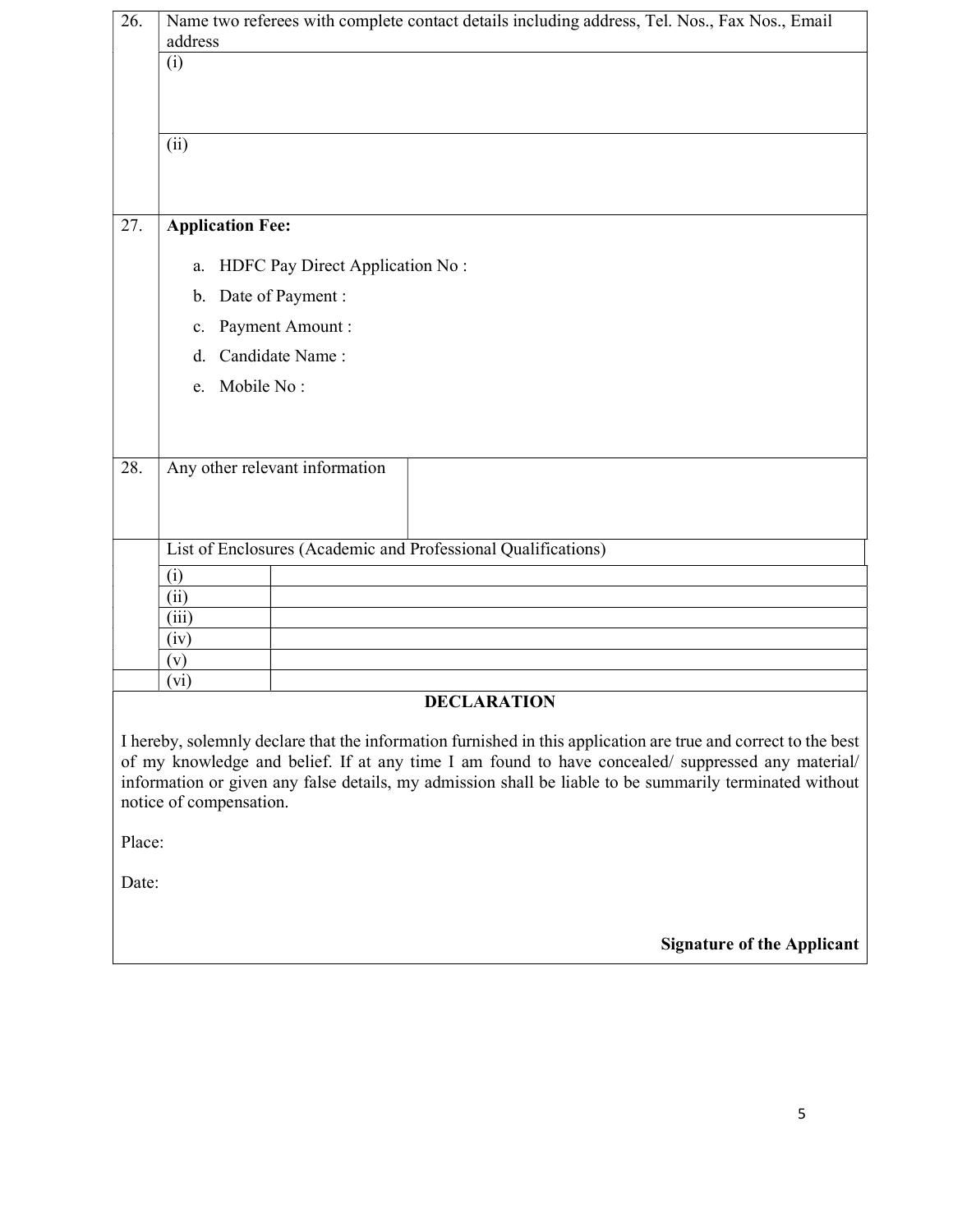| | |
|---|---|
| 26. | Name two referees with complete contact details including address, Tel. Nos., Fax Nos., Email address |
| | (i) |
| | (ii) |
| 27. | **Application Fee:**<br><br>a. HDFC Pay Direct Application No :<br>b. Date of Payment :<br>c. Payment Amount :<br>d. Candidate Name :<br>e. Mobile No : |
| 28. | Any other relevant information |

| | List of Enclosures (Academic and Professional Qualifications) | |
|---|---|---|
| | (i) | |
| | (ii) | |
| | (iii) | |
| | (iv) | |
| | (v) | |
| | (vi) | |

**DECLARATION**

I hereby, solemnly declare that the information furnished in this application are true and correct to the best of my knowledge and belief. If at any time I am found to have concealed/ suppressed any material/ information or given any false details, my admission shall be liable to be summarily terminated without notice of compensation.

Place:

Date:

**Signature of the Applicant**